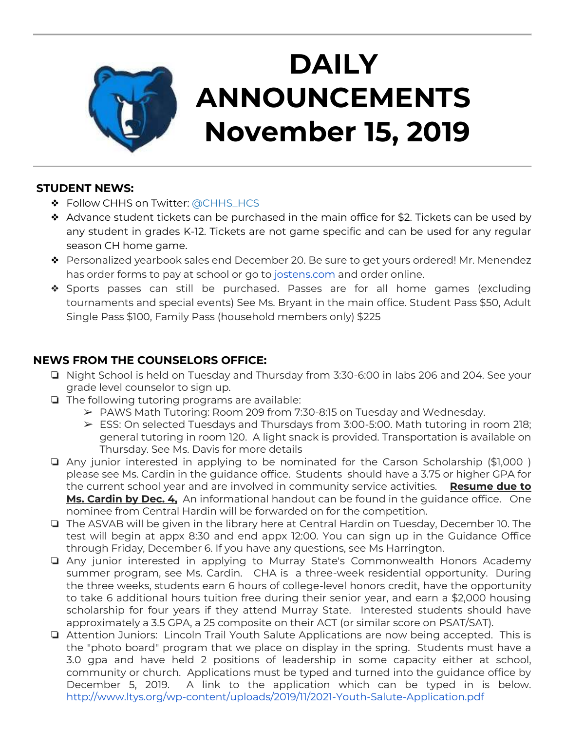# DAILY ANNOUNCEMENTS November 15, 2019

## STUDENT NEWS:

- Follow CHHS on Twitter: @CHHS_HCS
- Advance student tickets can be purchased in the main office for $2. Tickets can be used by any student in grades K-12. Tickets are not game specific and can be used for any regular season CH home game.
- Personalized yearbook sales end December 20. Be sure to get yours ordered! Mr. Menendez has order forms to pay at school or go to jostens.com and order online.
- Sports passes can still be purchased. Passes are for all home games (excluding tournaments and special events) See Ms. Bryant in the main office. Student Pass $50, Adult Single Pass $100, Family Pass (household members only) $225

## NEWS FROM THE COUNSELORS OFFICE:

- Night School is held on Tuesday and Thursday from 3:30-6:00 in labs 206 and 204. See your grade level counselor to sign up.
- The following tutoring programs are available:
  - PAWS Math Tutoring: Room 209 from 7:30-8:15 on Tuesday and Wednesday.
  - ESS: On selected Tuesdays and Thursdays from 3:00-5:00. Math tutoring in room 218; general tutoring in room 120. A light snack is provided. Transportation is available on Thursday. See Ms. Davis for more details
- Any junior interested in applying to be nominated for the Carson Scholarship ($1,000 ) please see Ms. Cardin in the guidance office. Students should have a 3.75 or higher GPA for the current school year and are involved in community service activities. **Resume due to Ms. Cardin by Dec. 4,** An informational handout can be found in the guidance office. One nominee from Central Hardin will be forwarded on for the competition.
- The ASVAB will be given in the library here at Central Hardin on Tuesday, December 10. The test will begin at appx 8:30 and end appx 12:00. You can sign up in the Guidance Office through Friday, December 6. If you have any questions, see Ms Harrington.
- Any junior interested in applying to Murray State's Commonwealth Honors Academy summer program, see Ms. Cardin. CHA is a three-week residential opportunity. During the three weeks, students earn 6 hours of college-level honors credit, have the opportunity to take 6 additional hours tuition free during their senior year, and earn a $2,000 housing scholarship for four years if they attend Murray State. Interested students should have approximately a 3.5 GPA, a 25 composite on their ACT (or similar score on PSAT/SAT).
- Attention Juniors: Lincoln Trail Youth Salute Applications are now being accepted. This is the "photo board" program that we place on display in the spring. Students must have a 3.0 gpa and have held 2 positions of leadership in some capacity either at school, community or church. Applications must be typed and turned into the guidance office by December 5, 2019. A link to the application which can be typed in is below. http://www.ltys.org/wp-content/uploads/2019/11/2021-Youth-Salute-Application.pdf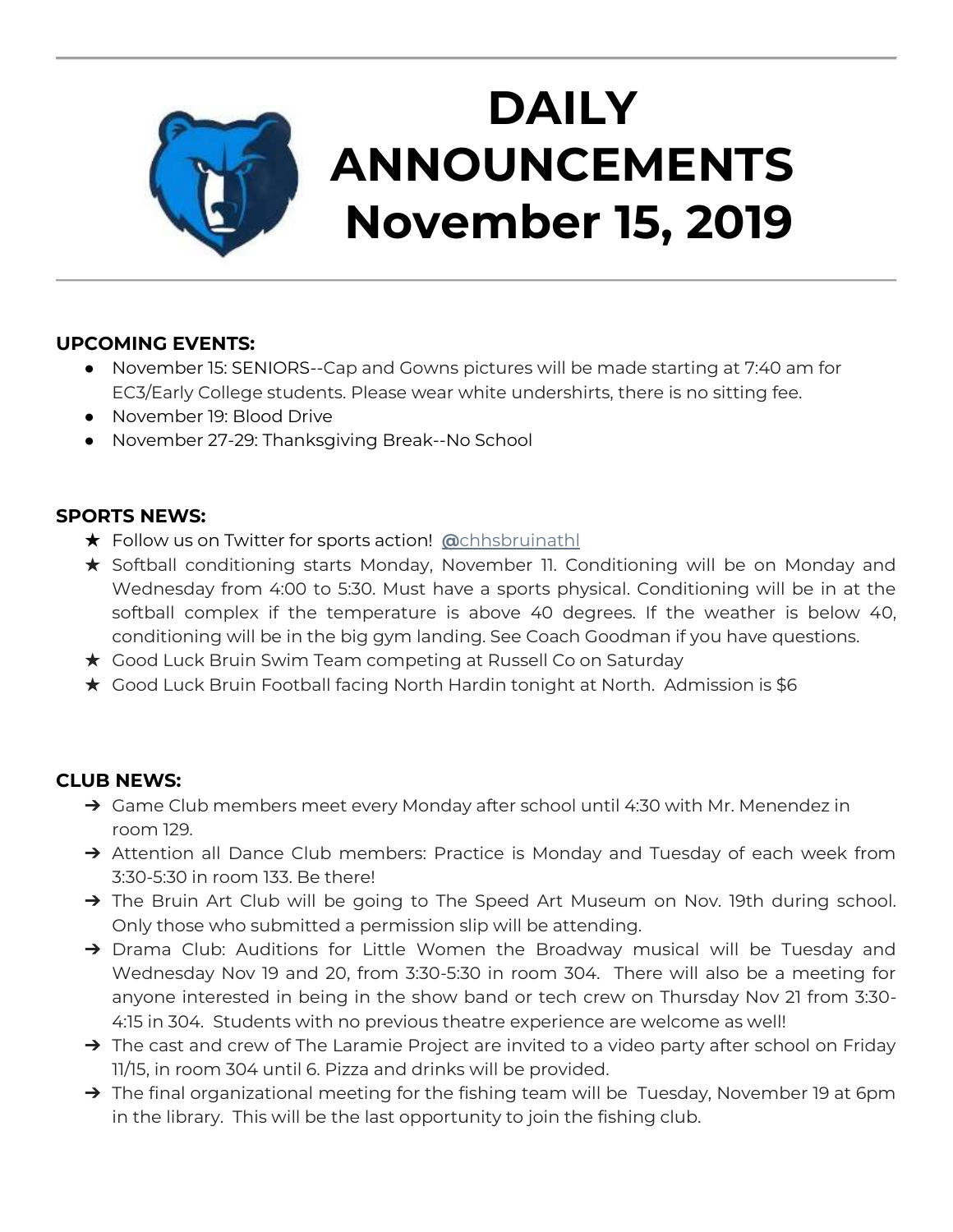# DAILY ANNOUNCEMENTS November 15, 2019

**UPCOMING EVENTS:**

- November 15: SENIORS--Cap and Gowns pictures will be made starting at 7:40 am for EC3/Early College students. Please wear white undershirts, there is no sitting fee.
- November 19: Blood Drive
- November 27-29: Thanksgiving Break--No School

**SPORTS NEWS:**

- Follow us on Twitter for sports action! @chhsbruinathl
- Softball conditioning starts Monday, November 11. Conditioning will be on Monday and Wednesday from 4:00 to 5:30. Must have a sports physical. Conditioning will be in at the softball complex if the temperature is above 40 degrees. If the weather is below 40, conditioning will be in the big gym landing. See Coach Goodman if you have questions.
- Good Luck Bruin Swim Team competing at Russell Co on Saturday
- Good Luck Bruin Football facing North Hardin tonight at North. Admission is $6

**CLUB NEWS:**

- Game Club members meet every Monday after school until 4:30 with Mr. Menendez in room 129.
- Attention all Dance Club members: Practice is Monday and Tuesday of each week from 3:30-5:30 in room 133. Be there!
- The Bruin Art Club will be going to The Speed Art Museum on Nov. 19th during school. Only those who submitted a permission slip will be attending.
- Drama Club: Auditions for Little Women the Broadway musical will be Tuesday and Wednesday Nov 19 and 20, from 3:30-5:30 in room 304. There will also be a meeting for anyone interested in being in the show band or tech crew on Thursday Nov 21 from 3:30-4:15 in 304. Students with no previous theatre experience are welcome as well!
- The cast and crew of The Laramie Project are invited to a video party after school on Friday 11/15, in room 304 until 6. Pizza and drinks will be provided.
- The final organizational meeting for the fishing team will be Tuesday, November 19 at 6pm in the library. This will be the last opportunity to join the fishing club.